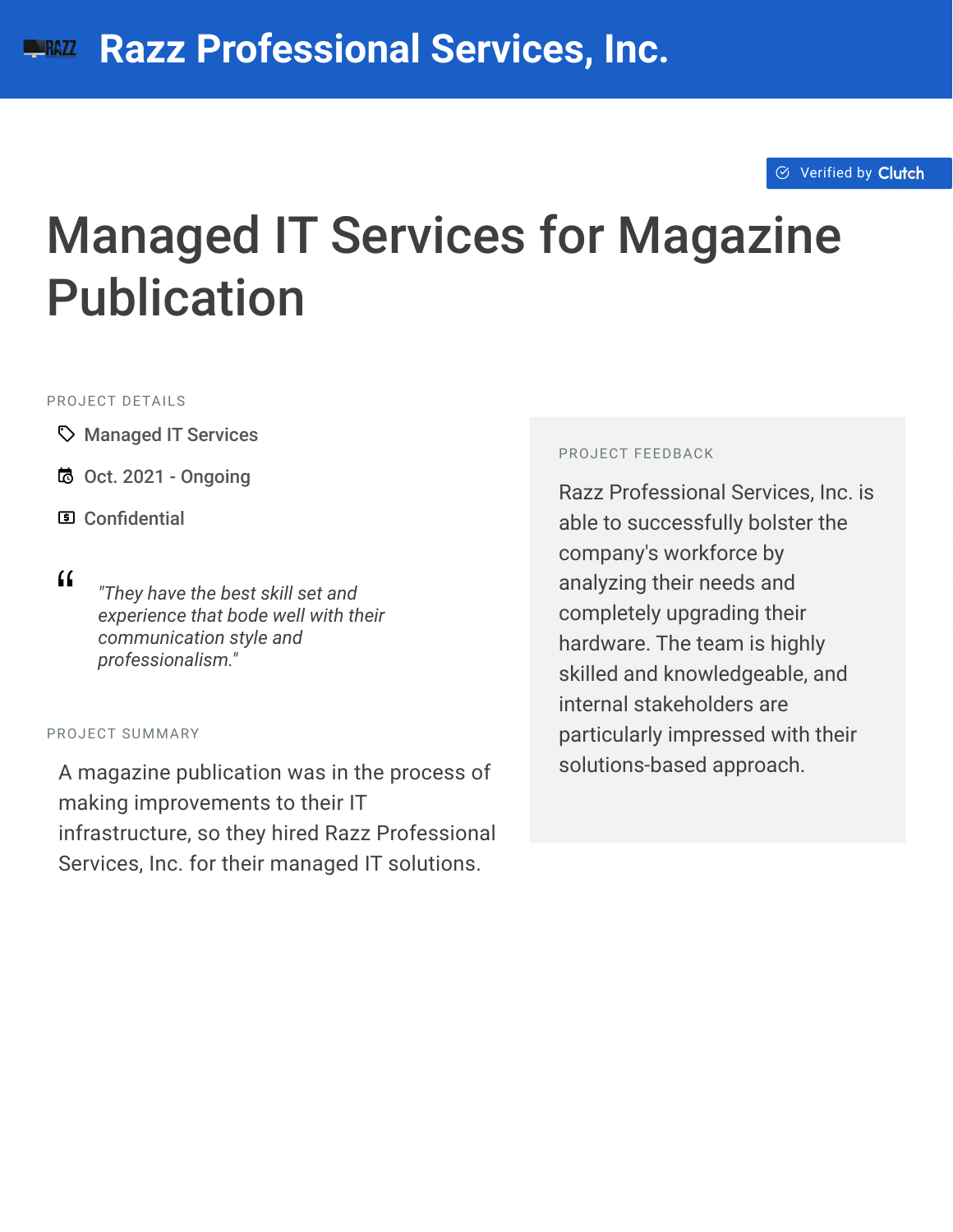# Razz Professional Services, Inc.

Verified by Clutch

## Managed IT Services for Magazine Publication

PROJECT DETAILS

- Managed IT Services
- Oct. 2021 - Ongoing
- Confidential

> *"They have the best skill set and experience that bode well with their communication style and professionalism."*

PROJECT SUMMARY

A magazine publication was in the process of making improvements to their IT infrastructure, so they hired Razz Professional Services, Inc. for their managed IT solutions.

PROJECT FEEDBACK

Razz Professional Services, Inc. is able to successfully bolster the company's workforce by analyzing their needs and completely upgrading their hardware. The team is highly skilled and knowledgeable, and internal stakeholders are particularly impressed with their solutions-based approach.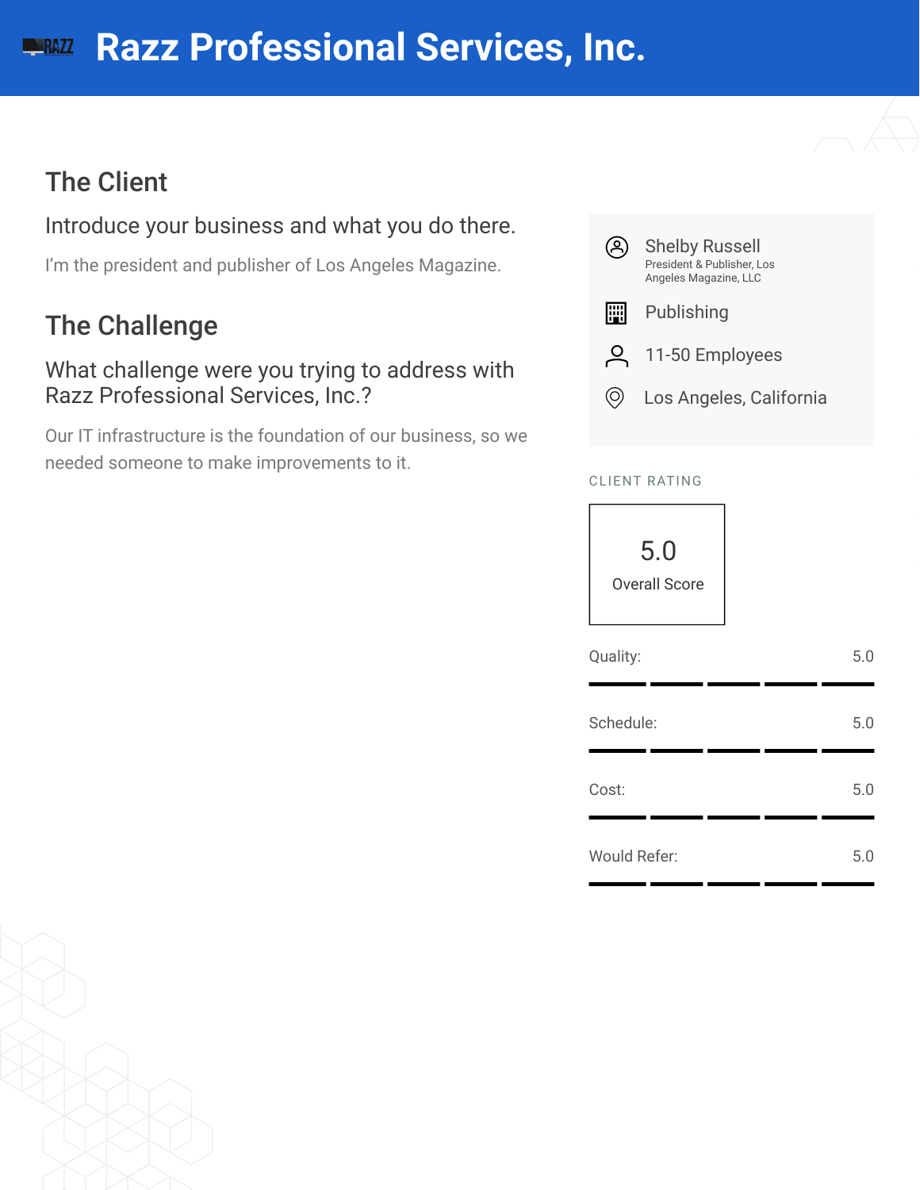# Razz Professional Services, Inc.

## The Client

### Introduce your business and what you do there.

I'm the president and publisher of Los Angeles Magazine.

## The Challenge

### What challenge were you trying to address with Razz Professional Services, Inc.?

Our IT infrastructure is the foundation of our business, so we needed someone to make improvements to it.

Shelby Russell
President & Publisher, Los Angeles Magazine, LLC

Publishing

11-50 Employees

Los Angeles, California

CLIENT RATING

5.0
Overall Score

| Category | Score |
| --- | --- |
| Quality: | 5.0 |
| Schedule: | 5.0 |
| Cost: | 5.0 |
| Would Refer: | 5.0 |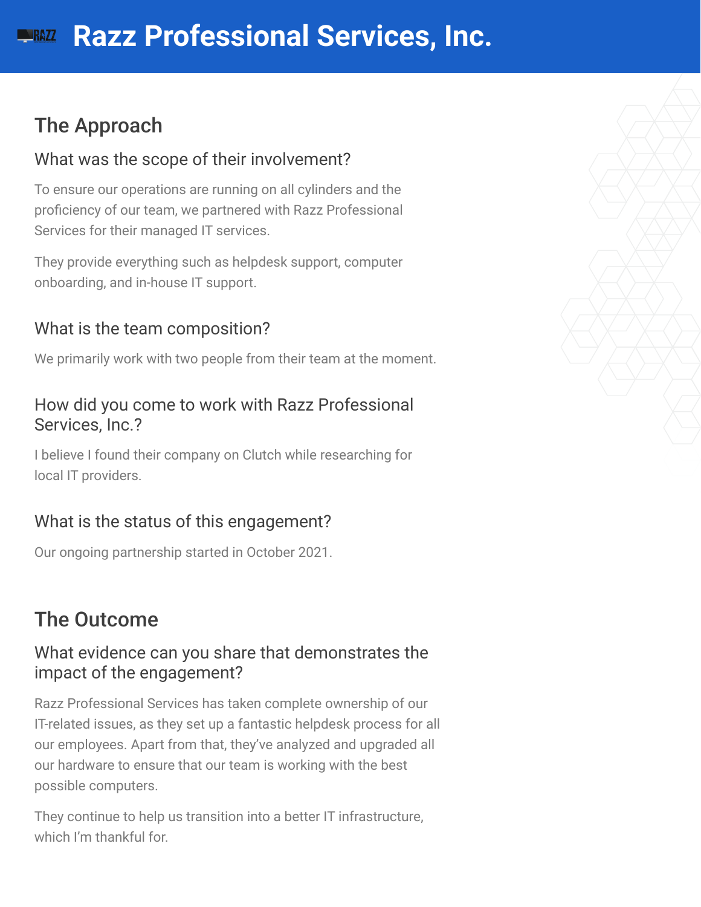# Razz Professional Services, Inc.

## The Approach

### What was the scope of their involvement?

To ensure our operations are running on all cylinders and the proficiency of our team, we partnered with Razz Professional Services for their managed IT services.

They provide everything such as helpdesk support, computer onboarding, and in-house IT support.

### What is the team composition?

We primarily work with two people from their team at the moment.

### How did you come to work with Razz Professional Services, Inc.?

I believe I found their company on Clutch while researching for local IT providers.

### What is the status of this engagement?

Our ongoing partnership started in October 2021.

## The Outcome

### What evidence can you share that demonstrates the impact of the engagement?

Razz Professional Services has taken complete ownership of our IT-related issues, as they set up a fantastic helpdesk process for all our employees. Apart from that, they've analyzed and upgraded all our hardware to ensure that our team is working with the best possible computers.

They continue to help us transition into a better IT infrastructure, which I'm thankful for.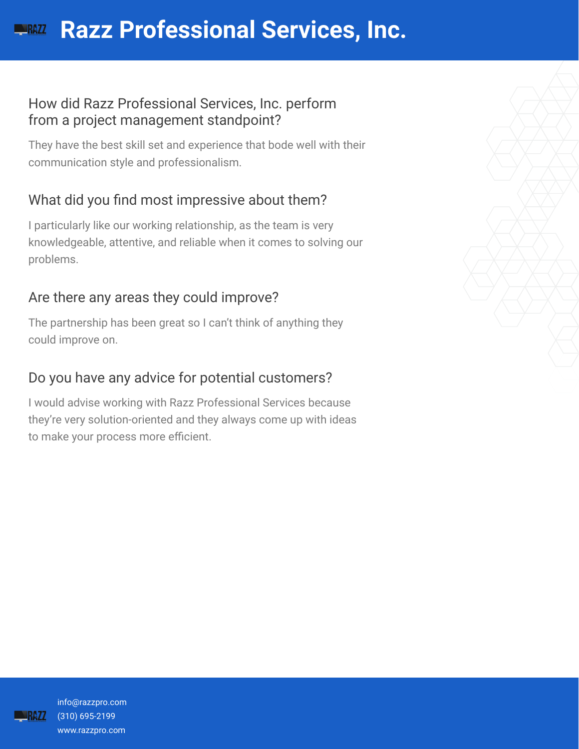# Razz Professional Services, Inc.

## How did Razz Professional Services, Inc. perform from a project management standpoint?

They have the best skill set and experience that bode well with their communication style and professionalism.

## What did you find most impressive about them?

I particularly like our working relationship, as the team is very knowledgeable, attentive, and reliable when it comes to solving our problems.

## Are there any areas they could improve?

The partnership has been great so I can't think of anything they could improve on.

## Do you have any advice for potential customers?

I would advise working with Razz Professional Services because they're very solution-oriented and they always come up with ideas to make your process more efficient.

info@razzpro.com
(310) 695-2199
www.razzpro.com